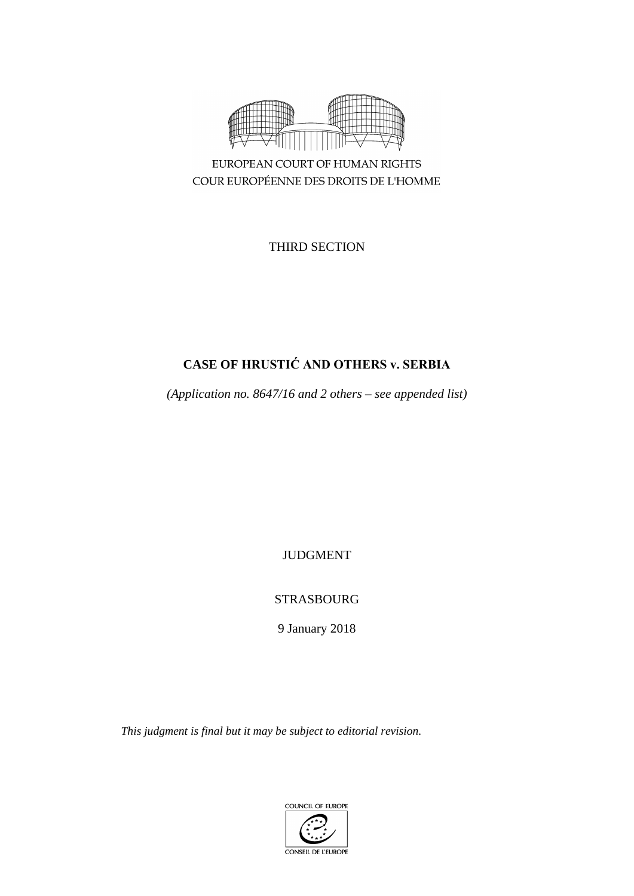EUROPEAN COURT OF HUMAN RIGHTS
COUR EUROPÉENNE DES DROITS DE L'HOMME

THIRD SECTION

# CASE OF HRUSTIĆ AND OTHERS v. SERBIA

*(Application no. 8647/16 and 2 others – see appended list)*

JUDGMENT

STRASBOURG

9 January 2018

*This judgment is final but it may be subject to editorial revision.*

COUNCIL OF EUROPE
CONSEIL DE L'EUROPE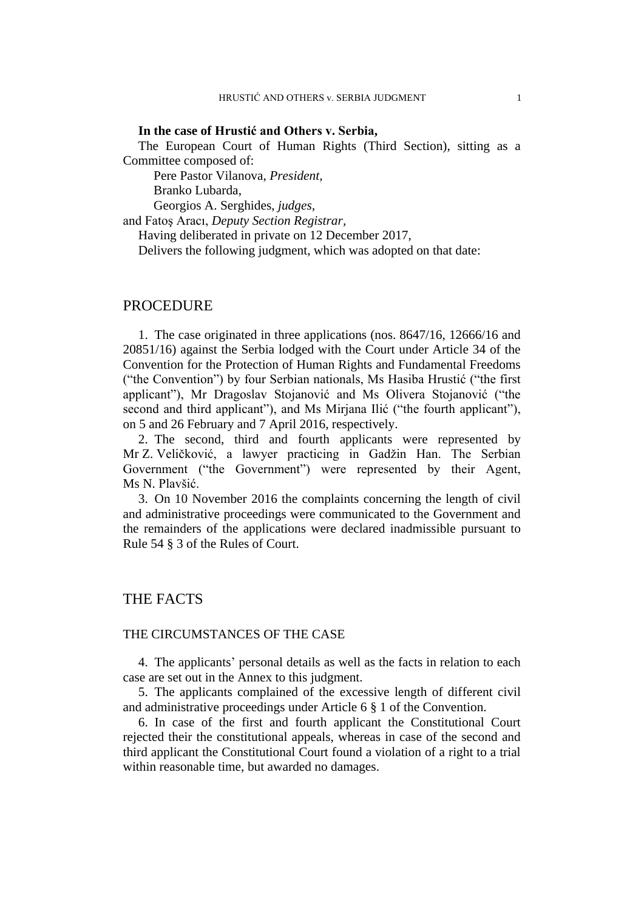**In the case of Hrustić and Others v. Serbia,**

The European Court of Human Rights (Third Section), sitting as a Committee composed of:

Pere Pastor Vilanova, *President,*
Branko Lubarda,
Georgios A. Serghides, *judges,*
and Fatoş Aracı, *Deputy Section Registrar,*

Having deliberated in private on 12 December 2017,

Delivers the following judgment, which was adopted on that date:

# PROCEDURE

1. The case originated in three applications (nos. 8647/16, 12666/16 and 20851/16) against the Serbia lodged with the Court under Article 34 of the Convention for the Protection of Human Rights and Fundamental Freedoms ("the Convention") by four Serbian nationals, Ms Hasiba Hrustić ("the first applicant"), Mr Dragoslav Stojanović and Ms Olivera Stojanović ("the second and third applicant"), and Ms Mirjana Ilić ("the fourth applicant"), on 5 and 26 February and 7 April 2016, respectively.

2. The second, third and fourth applicants were represented by Mr Z. Veličković, a lawyer practicing in Gadžin Han. The Serbian Government ("the Government") were represented by their Agent, Ms N. Plavšić.

3. On 10 November 2016 the complaints concerning the length of civil and administrative proceedings were communicated to the Government and the remainders of the applications were declared inadmissible pursuant to Rule 54 § 3 of the Rules of Court.

# THE FACTS

## THE CIRCUMSTANCES OF THE CASE

4. The applicants' personal details as well as the facts in relation to each case are set out in the Annex to this judgment.

5. The applicants complained of the excessive length of different civil and administrative proceedings under Article 6 § 1 of the Convention.

6. In case of the first and fourth applicant the Constitutional Court rejected their the constitutional appeals, whereas in case of the second and third applicant the Constitutional Court found a violation of a right to a trial within reasonable time, but awarded no damages.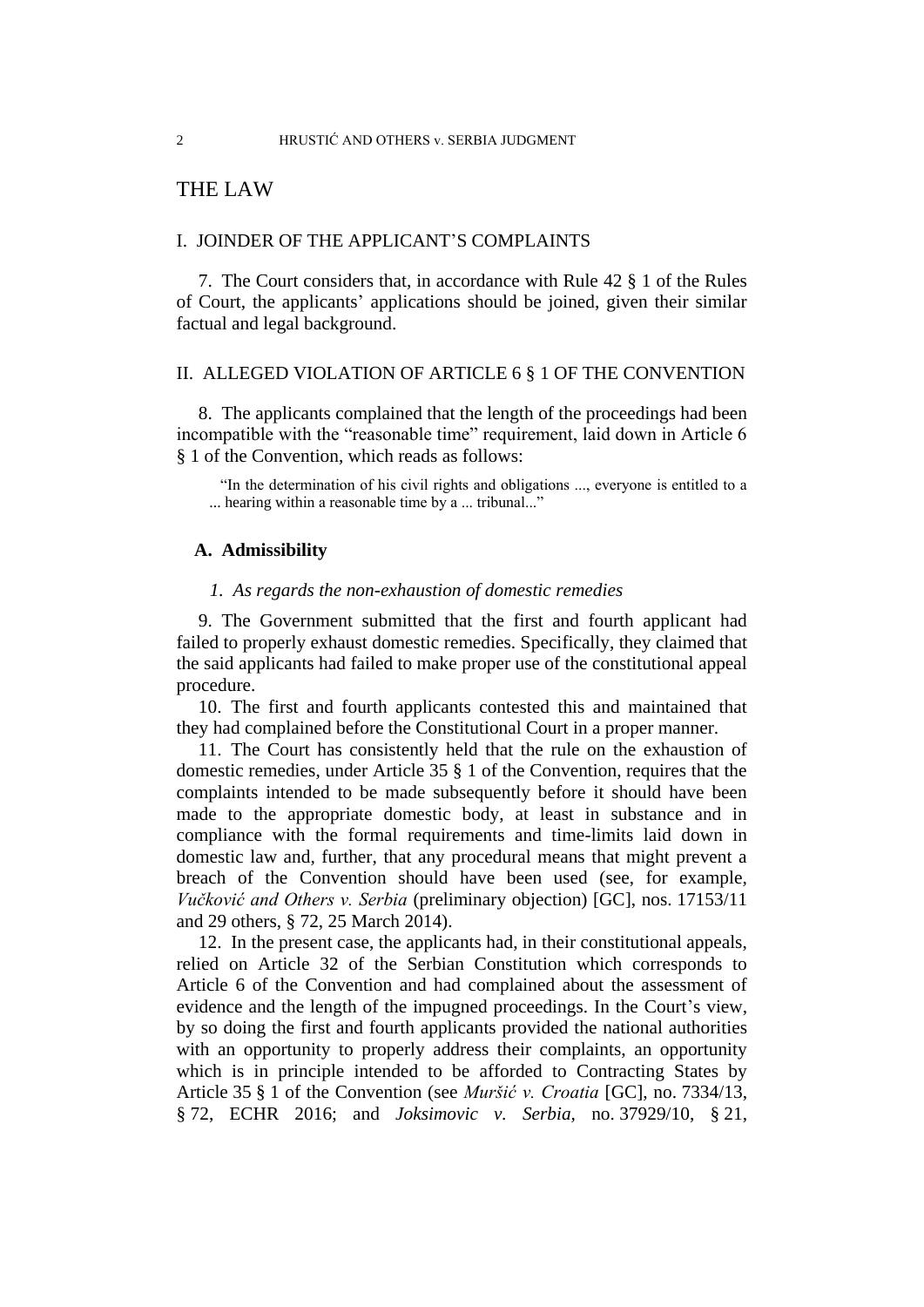# THE LAW

## I. JOINDER OF THE APPLICANT'S COMPLAINTS

7. The Court considers that, in accordance with Rule 42 § 1 of the Rules of Court, the applicants' applications should be joined, given their similar factual and legal background.

## II. ALLEGED VIOLATION OF ARTICLE 6 § 1 OF THE CONVENTION

8. The applicants complained that the length of the proceedings had been incompatible with the "reasonable time" requirement, laid down in Article 6 § 1 of the Convention, which reads as follows:

> "In the determination of his civil rights and obligations ..., everyone is entitled to a ... hearing within a reasonable time by a ... tribunal..."

### A. Admissibility

#### *1. As regards the non-exhaustion of domestic remedies*

9. The Government submitted that the first and fourth applicant had failed to properly exhaust domestic remedies. Specifically, they claimed that the said applicants had failed to make proper use of the constitutional appeal procedure.

10. The first and fourth applicants contested this and maintained that they had complained before the Constitutional Court in a proper manner.

11. The Court has consistently held that the rule on the exhaustion of domestic remedies, under Article 35 § 1 of the Convention, requires that the complaints intended to be made subsequently before it should have been made to the appropriate domestic body, at least in substance and in compliance with the formal requirements and time-limits laid down in domestic law and, further, that any procedural means that might prevent a breach of the Convention should have been used (see, for example, *Vučković and Others v. Serbia* (preliminary objection) [GC], nos. 17153/11 and 29 others, § 72, 25 March 2014).

12. In the present case, the applicants had, in their constitutional appeals, relied on Article 32 of the Serbian Constitution which corresponds to Article 6 of the Convention and had complained about the assessment of evidence and the length of the impugned proceedings. In the Court's view, by so doing the first and fourth applicants provided the national authorities with an opportunity to properly address their complaints, an opportunity which is in principle intended to be afforded to Contracting States by Article 35 § 1 of the Convention (see *Muršić v. Croatia* [GC], no. 7334/13, § 72, ECHR 2016; and *Joksimovic v. Serbia*, no. 37929/10, § 21,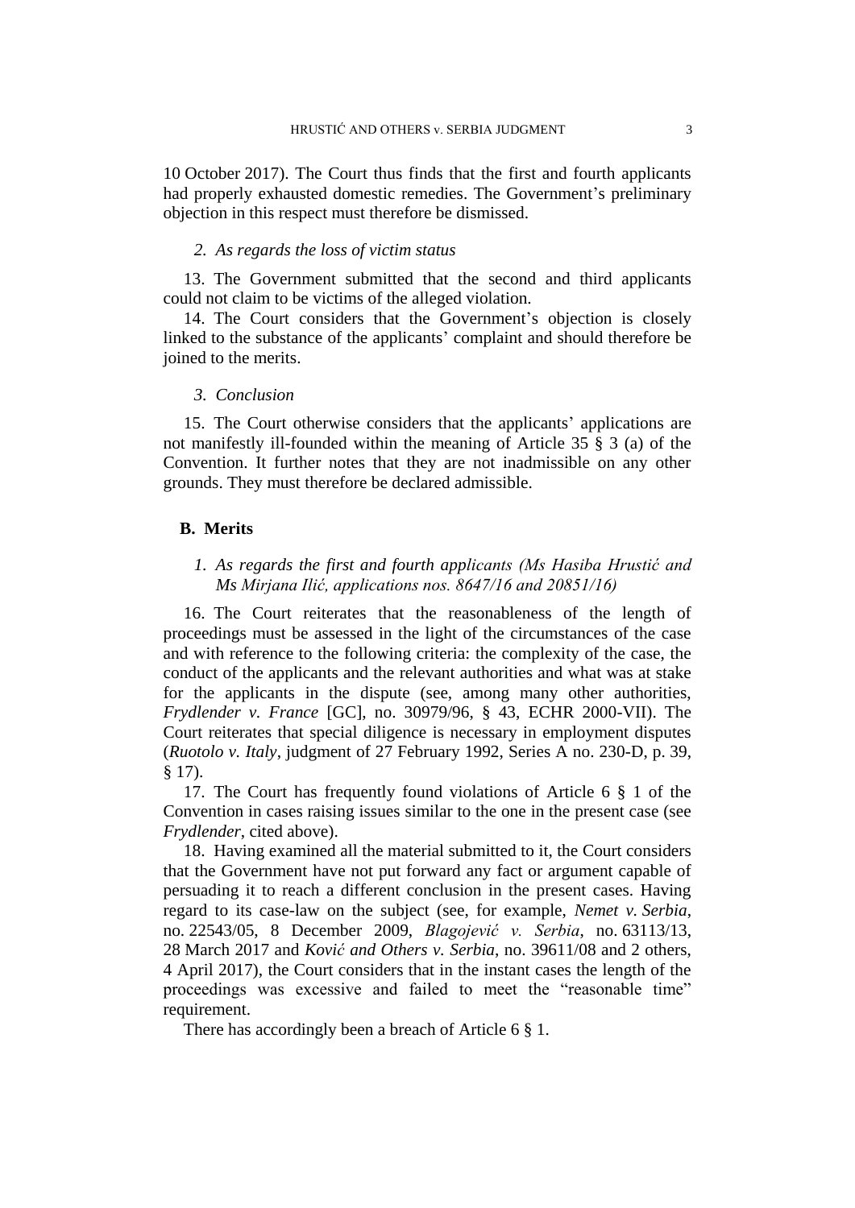10 October 2017). The Court thus finds that the first and fourth applicants had properly exhausted domestic remedies. The Government's preliminary objection in this respect must therefore be dismissed.

#### *2. As regards the loss of victim status*

13. The Government submitted that the second and third applicants could not claim to be victims of the alleged violation.

14. The Court considers that the Government's objection is closely linked to the substance of the applicants' complaint and should therefore be joined to the merits.

#### *3. Conclusion*

15. The Court otherwise considers that the applicants' applications are not manifestly ill-founded within the meaning of Article 35 § 3 (a) of the Convention. It further notes that they are not inadmissible on any other grounds. They must therefore be declared admissible.

### B. Merits

#### *1. As regards the first and fourth applicants (Ms Hasiba Hrustić and Ms Mirjana Ilić, applications nos. 8647/16 and 20851/16)*

16. The Court reiterates that the reasonableness of the length of proceedings must be assessed in the light of the circumstances of the case and with reference to the following criteria: the complexity of the case, the conduct of the applicants and the relevant authorities and what was at stake for the applicants in the dispute (see, among many other authorities, *Frydlender v. France* [GC], no. 30979/96, § 43, ECHR 2000-VII). The Court reiterates that special diligence is necessary in employment disputes (*Ruotolo v. Italy*, judgment of 27 February 1992, Series A no. 230-D, p. 39, § 17).

17. The Court has frequently found violations of Article 6 § 1 of the Convention in cases raising issues similar to the one in the present case (see *Frydlender*, cited above).

18. Having examined all the material submitted to it, the Court considers that the Government have not put forward any fact or argument capable of persuading it to reach a different conclusion in the present cases. Having regard to its case-law on the subject (see, for example, *Nemet v. Serbia*, no. 22543/05, 8 December 2009, *Blagojević v. Serbia*, no. 63113/13, 28 March 2017 and *Ković and Others v. Serbia*, no. 39611/08 and 2 others, 4 April 2017), the Court considers that in the instant cases the length of the proceedings was excessive and failed to meet the "reasonable time" requirement.

There has accordingly been a breach of Article 6 § 1.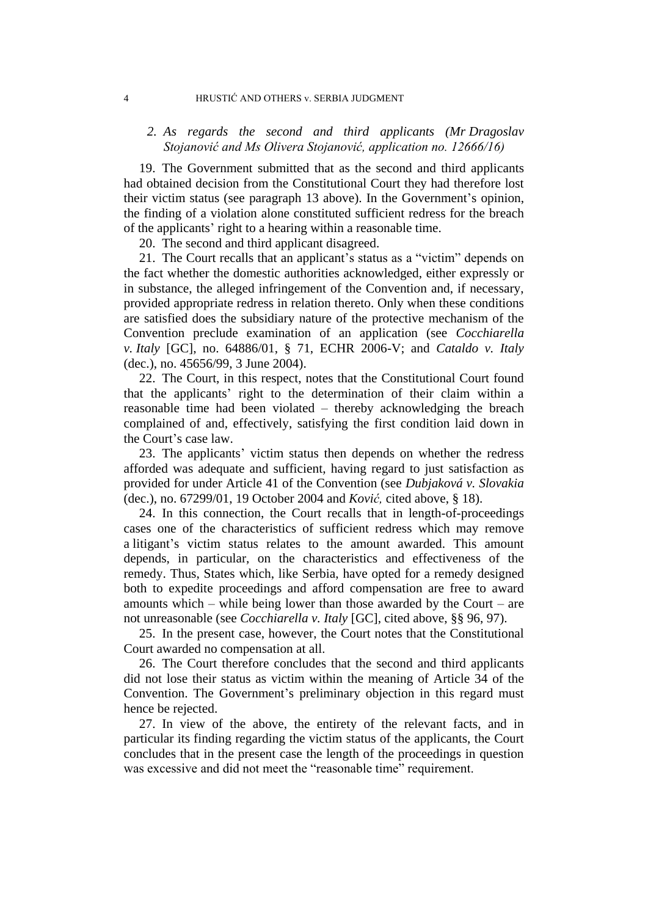*2. As regards the second and third applicants (Mr Dragoslav Stojanović and Ms Olivera Stojanović, application no. 12666/16)*

19. The Government submitted that as the second and third applicants had obtained decision from the Constitutional Court they had therefore lost their victim status (see paragraph 13 above). In the Government's opinion, the finding of a violation alone constituted sufficient redress for the breach of the applicants' right to a hearing within a reasonable time.

20. The second and third applicant disagreed.

21. The Court recalls that an applicant's status as a "victim" depends on the fact whether the domestic authorities acknowledged, either expressly or in substance, the alleged infringement of the Convention and, if necessary, provided appropriate redress in relation thereto. Only when these conditions are satisfied does the subsidiary nature of the protective mechanism of the Convention preclude examination of an application (see *Cocchiarella v. Italy* [GC], no. 64886/01, § 71, ECHR 2006-V; and *Cataldo v. Italy* (dec.), no. 45656/99, 3 June 2004).

22. The Court, in this respect, notes that the Constitutional Court found that the applicants' right to the determination of their claim within a reasonable time had been violated – thereby acknowledging the breach complained of and, effectively, satisfying the first condition laid down in the Court's case law.

23. The applicants' victim status then depends on whether the redress afforded was adequate and sufficient, having regard to just satisfaction as provided for under Article 41 of the Convention (see *Dubjaková v. Slovakia* (dec.), no. 67299/01, 19 October 2004 and *Ković,* cited above, § 18).

24. In this connection, the Court recalls that in length-of-proceedings cases one of the characteristics of sufficient redress which may remove a litigant's victim status relates to the amount awarded. This amount depends, in particular, on the characteristics and effectiveness of the remedy. Thus, States which, like Serbia, have opted for a remedy designed both to expedite proceedings and afford compensation are free to award amounts which – while being lower than those awarded by the Court – are not unreasonable (see *Cocchiarella v. Italy* [GC], cited above, §§ 96, 97).

25. In the present case, however, the Court notes that the Constitutional Court awarded no compensation at all.

26. The Court therefore concludes that the second and third applicants did not lose their status as victim within the meaning of Article 34 of the Convention. The Government's preliminary objection in this regard must hence be rejected.

27. In view of the above, the entirety of the relevant facts, and in particular its finding regarding the victim status of the applicants, the Court concludes that in the present case the length of the proceedings in question was excessive and did not meet the "reasonable time" requirement.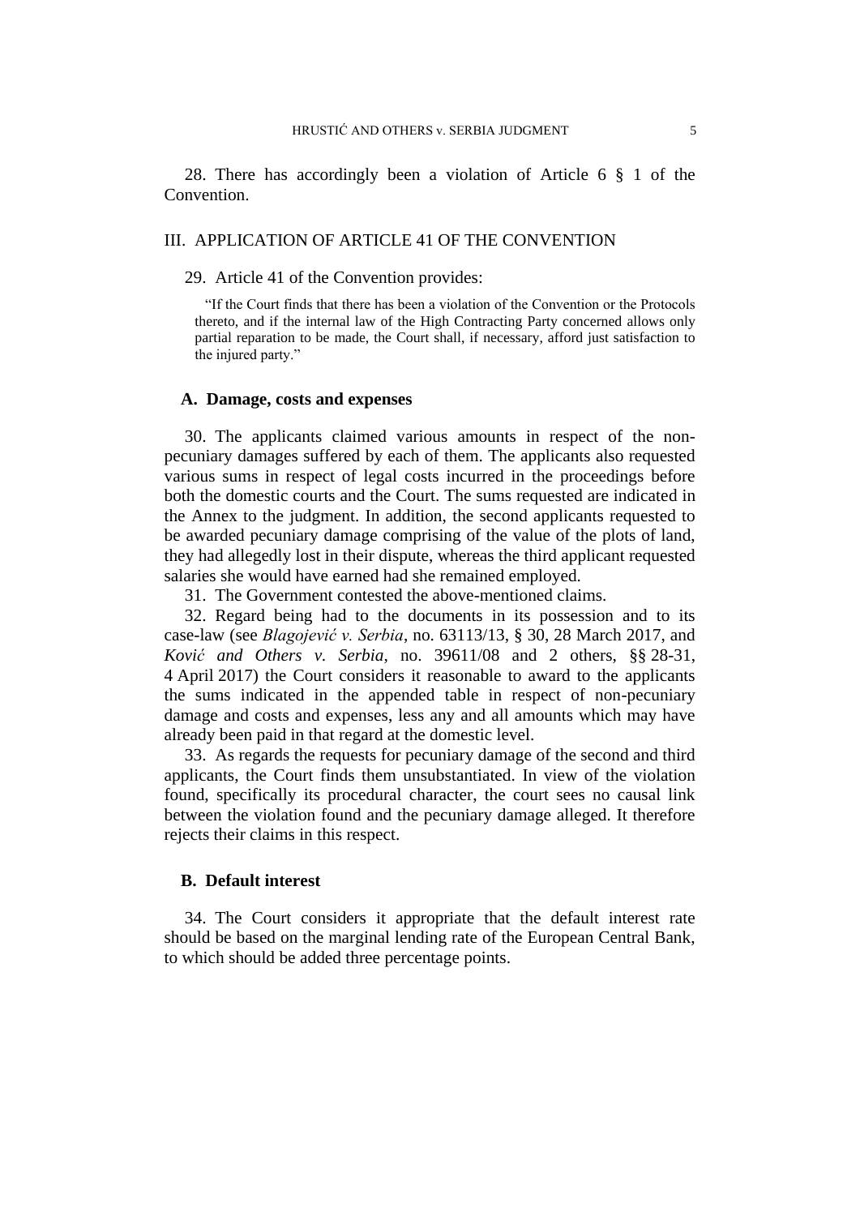28. There has accordingly been a violation of Article 6 § 1 of the Convention.

## III. APPLICATION OF ARTICLE 41 OF THE CONVENTION

29. Article 41 of the Convention provides:

> "If the Court finds that there has been a violation of the Convention or the Protocols thereto, and if the internal law of the High Contracting Party concerned allows only partial reparation to be made, the Court shall, if necessary, afford just satisfaction to the injured party."

### A. Damage, costs and expenses

30. The applicants claimed various amounts in respect of the non-pecuniary damages suffered by each of them. The applicants also requested various sums in respect of legal costs incurred in the proceedings before both the domestic courts and the Court. The sums requested are indicated in the Annex to the judgment. In addition, the second applicants requested to be awarded pecuniary damage comprising of the value of the plots of land, they had allegedly lost in their dispute, whereas the third applicant requested salaries she would have earned had she remained employed.

31. The Government contested the above-mentioned claims.

32. Regard being had to the documents in its possession and to its case-law (see *Blagojević v. Serbia*, no. 63113/13, § 30, 28 March 2017, and *Ković and Others v. Serbia*, no. 39611/08 and 2 others, §§ 28-31, 4 April 2017) the Court considers it reasonable to award to the applicants the sums indicated in the appended table in respect of non-pecuniary damage and costs and expenses, less any and all amounts which may have already been paid in that regard at the domestic level.

33. As regards the requests for pecuniary damage of the second and third applicants, the Court finds them unsubstantiated. In view of the violation found, specifically its procedural character, the court sees no causal link between the violation found and the pecuniary damage alleged. It therefore rejects their claims in this respect.

### B. Default interest

34. The Court considers it appropriate that the default interest rate should be based on the marginal lending rate of the European Central Bank, to which should be added three percentage points.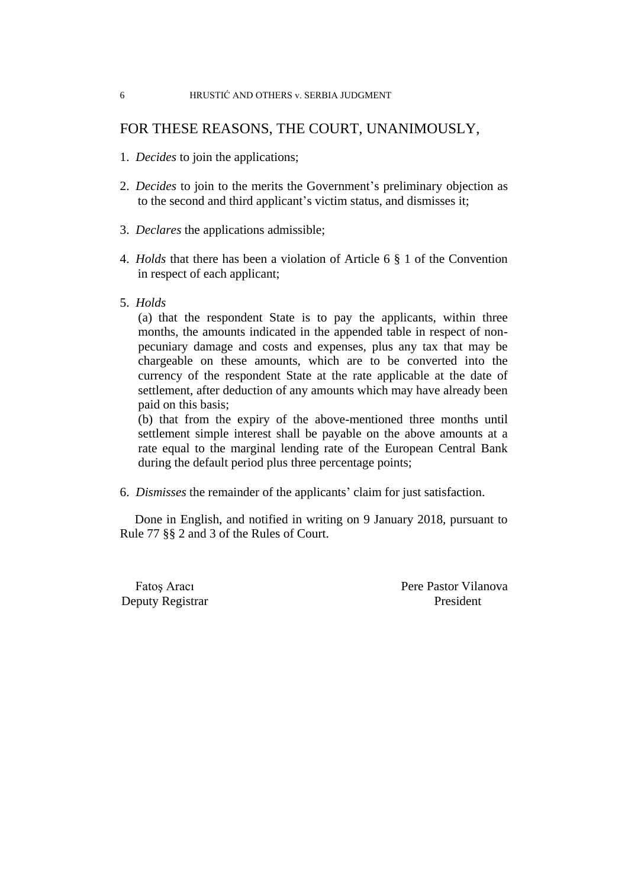## FOR THESE REASONS, THE COURT, UNANIMOUSLY,

1. *Decides* to join the applications;

2. *Decides* to join to the merits the Government's preliminary objection as to the second and third applicant's victim status, and dismisses it;

3. *Declares* the applications admissible;

4. *Holds* that there has been a violation of Article 6 § 1 of the Convention in respect of each applicant;

5. *Holds*
   (a) that the respondent State is to pay the applicants, within three months, the amounts indicated in the appended table in respect of non-pecuniary damage and costs and expenses, plus any tax that may be chargeable on these amounts, which are to be converted into the currency of the respondent State at the rate applicable at the date of settlement, after deduction of any amounts which may have already been paid on this basis;
   (b) that from the expiry of the above-mentioned three months until settlement simple interest shall be payable on the above amounts at a rate equal to the marginal lending rate of the European Central Bank during the default period plus three percentage points;

6. *Dismisses* the remainder of the applicants' claim for just satisfaction.

Done in English, and notified in writing on 9 January 2018, pursuant to Rule 77 §§ 2 and 3 of the Rules of Court.

Fatoş Aracı
Deputy Registrar

Pere Pastor Vilanova
President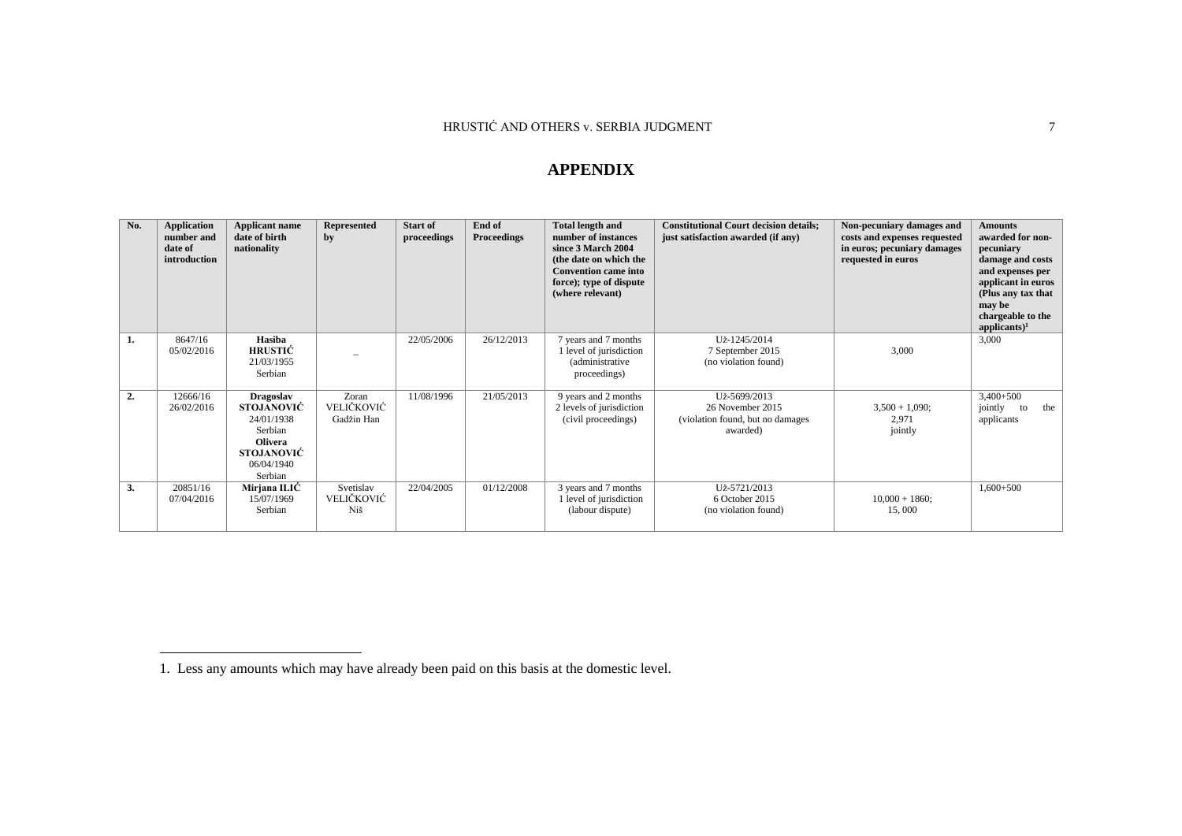# APPENDIX

| No. | Application number and date of introduction | Applicant name date of birth nationality | Represented by | Start of proceedings | End of Proceedings | Total length and number of instances since 3 March 2004 (the date on which the Convention came into force); type of dispute (where relevant) | Constitutional Court decision details; just satisfaction awarded (if any) | Non-pecuniary damages and costs and expenses requested in euros; pecuniary damages requested in euros | Amounts awarded for non-pecuniary damage and costs and expenses per applicant in euros (Plus any tax that may be chargeable to the applicants)[1] |
|---|---|---|---|---|---|---|---|---|---|
| 1. | 8647/16 05/02/2016 | **Hasiba HRUSTIĆ** 21/03/1955 Serbian | – | 22/05/2006 | 26/12/2013 | 7 years and 7 months 1 level of jurisdiction (administrative proceedings) | Už-1245/2014 7 September 2015 (no violation found) | 3,000 | 3,000 |
| 2. | 12666/16 26/02/2016 | **Dragoslav STOJANOVIĆ** 24/01/1938 Serbian **Olivera STOJANOVIĆ** 06/04/1940 Serbian | Zoran VELIČKOVIĆ Gadžin Han | 11/08/1996 | 21/05/2013 | 9 years and 2 months 2 levels of jurisdiction (civil proceedings) | Už-5699/2013 26 November 2015 (violation found, but no damages awarded) | 3,500 + 1,090; 2,971 jointly | 3,400+500 jointly to the applicants |
| 3. | 20851/16 07/04/2016 | **Mirjana ILIĆ** 15/07/1969 Serbian | Svetislav VELIČKOVIĆ Niš | 22/04/2005 | 01/12/2008 | 3 years and 7 months 1 level of jurisdiction (labour dispute) | Už-5721/2013 6 October 2015 (no violation found) | 10,000 + 1860; 15, 000 | 1,600+500 |

1. Less any amounts which may have already been paid on this basis at the domestic level.